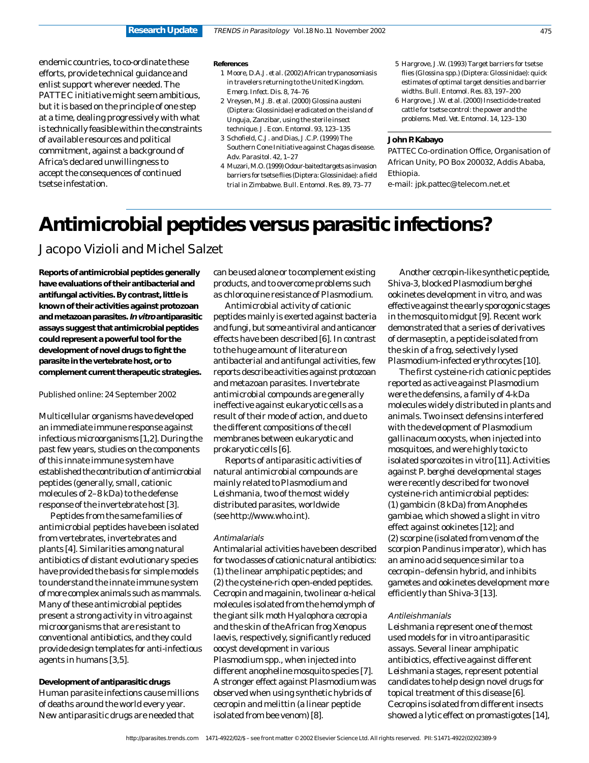endemic countries, to co-ordinate these efforts, provide technical guidance and enlist support wherever needed. The PATTEC initiative might seem ambitious, but it is based on the principle of one step at a time, dealing progressively with what is technically feasible within the constraints of available resources and political commitment, against a background of Africa's declared unwillingness to accept the consequences of continued tsetse infestation.

**References**

1 Moore, D.A.J. *et al.* (2002) African trypanosomiasis in travelers returning to the United Kingdom. *Emerg. Infect. Dis.* 8, 74–76
2 Vreysen, M.J.B. *et al.* (2000) *Glossina austeni* (Diptera: Glossinidae) eradicated on the island of Unguja, Zanzibar, using the sterile insect technique. *J. Econ. Entomol.* 93, 123–135
3 Schofield, C.J. and Dias, J.C.P. (1999) The Southern Cone Initiative against Chagas disease. *Adv. Parasitol.* 42, 1–27
4 Muzari, M.O. (1999) Odour-baited targets as invasion barriers for tsetse flies (Diptera: Glossinidae): a field trial in Zimbabwe. *Bull. Entomol. Res.* 89, 73–77
5 Hargrove, J.W. (1993) Target barriers for tsetse flies (*Glossina* spp.) (Diptera: Glossinidae): quick estimates of optimal target densities and barrier widths. *Bull. Entomol. Res.* 83, 197–200
6 Hargrove, J.W. *et al.* (2000) Insecticide-treated cattle for tsetse control: the power and the problems. *Med. Vet. Entomol.* 14, 123–130

**John P. Kabayo**
PATTEC Co-ordination Office, Organisation of African Unity, PO Box 200032, Addis Ababa, Ethiopia.
e-mail: jpk.pattec@telecom.net.et

# Antimicrobial peptides versus parasitic infections?

Jacopo Vizioli and Michel Salzet

**Reports of antimicrobial peptides generally have evaluations of their antibacterial and antifungal activities. By contrast, little is known of their activities against protozoan and metazoan parasites. *In vitro* antiparasitic assays suggest that antimicrobial peptides could represent a powerful tool for the development of novel drugs to fight the parasite in the vertebrate host, or to complement current therapeutic strategies.**

Published online: 24 September 2002

Multicellular organisms have developed an immediate immune response against infectious microorganisms [1,2]. During the past few years, studies on the components of this innate immune system have established the contribution of antimicrobial peptides (generally, small, cationic molecules of 2–8 kDa) to the defense response of the invertebrate host [3].

Peptides from the same families of antimicrobial peptides have been isolated from vertebrates, invertebrates and plants [4]. Similarities among natural antibiotics of distant evolutionary species have provided the basis for simple models to understand the innate immune system of more complex animals such as mammals. Many of these antimicrobial peptides present a strong activity in vitro against microorganisms that are resistant to conventional antibiotics, and they could provide design templates for anti-infectious agents in humans [3,5].

**Development of antiparasitic drugs**

Human parasite infections cause millions of deaths around the world every year. New antiparasitic drugs are needed that can be used alone or to complement existing products, and to overcome problems such as chloroquine resistance of *Plasmodium*.

Antimicrobial activity of cationic peptides mainly is exerted against bacteria and fungi, but some antiviral and anticancer effects have been described [6]. In contrast to the huge amount of literature on antibacterial and antifungal activities, few reports describe activities against protozoan and metazoan parasites. Invertebrate antimicrobial compounds are generally ineffective against eukaryotic cells as a result of their mode of action, and due to the different compositions of the cell membranes between eukaryotic and prokaryotic cells [6].

Reports of antiparasitic activities of natural antimicrobial compounds are mainly related to *Plasmodium* and *Leishmania*, two of the most widely distributed parasites, worldwide (see http://www.who.int).

*Antimalarials*

Antimalarial activities have been described for two classes of cationic natural antibiotics: (1) the linear amphipatic peptides; and (2) the cysteine-rich open-ended peptides. Cecropin and magainin, two linear α-helical molecules isolated from the hemolymph of the giant silk moth *Hyalophora cecropia* and the skin of the African frog *Xenopus laevis*, respectively, significantly reduced oocyst development in various *Plasmodium* spp., when injected into different anopheline mosquito species [7]. A stronger effect against *Plasmodium* was observed when using synthetic hybrids of cecropin and melittin (a linear peptide isolated from bee venom) [8].

Another cecropin-like synthetic peptide, Shiva-3, blocked *Plasmodium berghei* ookinetes development in vitro, and was effective against the early sporogonic stages in the mosquito midgut [9]. Recent work demonstrated that a series of derivatives of dermaseptin, a peptide isolated from the skin of a frog, selectively lysed *Plasmodium*-infected erythrocytes [10].

The first cysteine-rich cationic peptides reported as active against *Plasmodium* were the defensins, a family of 4-kDa molecules widely distributed in plants and animals. Two insect defensins interfered with the development of *Plasmodium gallinaceum* oocysts, when injected into mosquitoes, and were highly toxic to isolated sporozoites in vitro [11]. Activities against *P. berghei* developmental stages were recently described for two novel cysteine-rich antimicrobial peptides: (1) gambicin (8 kDa) from *Anopheles gambiae*, which showed a slight in vitro effect against ookinetes [12]; and (2) scorpine (isolated from venom of the scorpion *Pandinus imperator*), which has an amino acid sequence similar to a cecropin–defensin hybrid, and inhibits gametes and ookinetes development more efficiently than Shiva-3 [13].

*Antileishmanials*

*Leishmania* represent one of the most used models for in vitro antiparasitic assays. Several linear amphipatic antibiotics, effective against different *Leishmania* stages, represent potential candidates to help design novel drugs for topical treatment of this disease [6]. Cecropins isolated from different insects showed a lytic effect on promastigotes [14],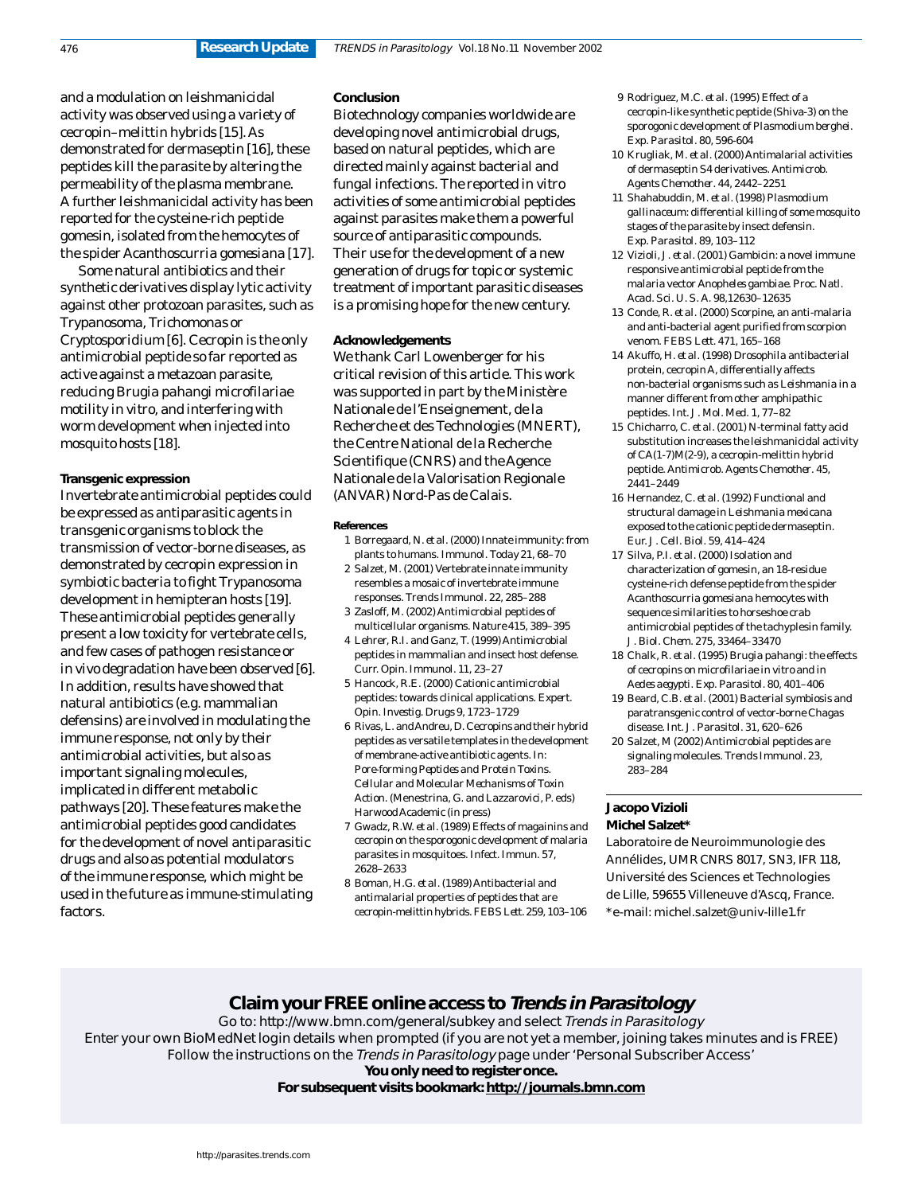and a modulation on leishmanicidal activity was observed using a variety of cecropin–melittin hybrids [15]. As demonstrated for dermaseptin [16], these peptides kill the parasite by altering the permeability of the plasma membrane. A further leishmanicidal activity has been reported for the cysteine-rich peptide gomesin, isolated from the hemocytes of the spider *Acanthoscurria gomesiana* [17].

Some natural antibiotics and their synthetic derivatives display lytic activity against other protozoan parasites, such as *Trypanosoma*, *Trichomonas* or *Cryptosporidium* [6]. Cecropin is the only antimicrobial peptide so far reported as active against a metazoan parasite, reducing *Brugia pahangi* microfilariae motility *in vitro*, and interfering with worm development when injected into mosquito hosts [18].

### Transgenic expression

Invertebrate antimicrobial peptides could be expressed as antiparasitic agents in transgenic organisms to block the transmission of vector-borne diseases, as demonstrated by cecropin expression in symbiotic bacteria to fight *Trypanosoma* development in hemipteran hosts [19]. These antimicrobial peptides generally present a low toxicity for vertebrate cells, and few cases of pathogen resistance or *in vivo* degradation have been observed [6]. In addition, results have showed that natural antibiotics (e.g. mammalian defensins) are involved in modulating the immune response, not only by their antimicrobial activities, but also as important signaling molecules, implicated in different metabolic pathways [20]. These features make the antimicrobial peptides good candidates for the development of novel antiparasitic drugs and also as potential modulators of the immune response, which might be used in the future as immune-stimulating factors.

### Conclusion

Biotechnology companies worldwide are developing novel antimicrobial drugs, based on natural peptides, which are directed mainly against bacterial and fungal infections. The reported *in vitro* activities of some antimicrobial peptides against parasites make them a powerful source of antiparasitic compounds. Their use for the development of a new generation of drugs for topic or systemic treatment of important parasitic diseases is a promising hope for the new century.

### Acknowledgements

We thank Carl Lowenberger for his critical revision of this article. This work was supported in part by the Ministère Nationale de l'Enseignement, de la Recherche et des Technologies (MNERT), the Centre National de la Recherche Scientifique (CNRS) and the Agence Nationale de la Valorisation Regionale (ANVAR) Nord-Pas de Calais.

### References

1 Borregaard, N. *et al.* (2000) Innate immunity: from plants to humans. *Immunol. Today* 21, 68–70

2 Salzet, M. (2001) Vertebrate innate immunity resembles a mosaic of invertebrate immune responses. *Trends Immunol.* 22, 285–288

3 Zasloff, M. (2002) Antimicrobial peptides of multicellular organisms. *Nature* 415, 389–395

4 Lehrer, R.I. and Ganz, T. (1999) Antimicrobial peptides in mammalian and insect host defense. *Curr. Opin. Immunol.* 11, 23–27

5 Hancock, R.E. (2000) Cationic antimicrobial peptides: towards clinical applications. *Expert. Opin. Investig. Drugs* 9, 1723–1729

6 Rivas, L. and Andreu, D. Cecropins and their hybrid peptides as versatile templates in the development of membrane-active antibiotic agents. In: *Pore-forming Peptides and Protein Toxins. Cellular and Molecular Mechanisms of Toxin Action.* (Menestrina, G. and Lazzarovici, P. eds) Harwood Academic (in press)

7 Gwadz, R.W. *et al.* (1989) Effects of magainins and cecropin on the sporogonic development of malaria parasites in mosquitoes. *Infect. Immun.* 57, 2628–2633

8 Boman, H.G. *et al.* (1989) Antibacterial and antimalarial properties of peptides that are cecropin-melittin hybrids. *FEBS Lett.* 259, 103–106

9 Rodriguez, M.C. *et al.* (1995) Effect of a cecropin-like synthetic peptide (Shiva-3) on the sporogonic development of *Plasmodium berghei*. *Exp. Parasitol.* 80, 596-604

10 Krugliak, M. *et al.* (2000) Antimalarial activities of dermaseptin S4 derivatives. *Antimicrob. Agents Chemother.* 44, 2442–2251

11 Shahabuddin, M. *et al.* (1998) *Plasmodium gallinaceum*: differential killing of some mosquito stages of the parasite by insect defensin. *Exp. Parasitol.* 89, 103–112

12 Vizioli, J. *et al.* (2001) Gambicin: a novel immune responsive antimicrobial peptide from the malaria vector *Anopheles gambiae*. *Proc. Natl. Acad. Sci. U. S. A.* 98,12630–12635

13 Conde, R. *et al.* (2000) Scorpine, an anti-malaria and anti-bacterial agent purified from scorpion venom. *FEBS Lett.* 471, 165–168

14 Akuffo, H. *et al.* (1998) *Drosophila* antibacterial protein, cecropin A, differentially affects non-bacterial organisms such as *Leishmania* in a manner different from other amphipathic peptides. *Int. J. Mol. Med.* 1, 77–82

15 Chicharro, C. *et al.* (2001) N-terminal fatty acid substitution increases the leishmanicidal activity of CA(1-7)M(2-9), a cecropin-melittin hybrid peptide. *Antimicrob. Agents Chemother.* 45, 2441–2449

16 Hernandez, C. *et al.* (1992) Functional and structural damage in *Leishmania mexicana* exposed to the cationic peptide dermaseptin. *Eur. J. Cell. Biol.* 59, 414–424

17 Silva, P.I. *et al.* (2000) Isolation and characterization of gomesin, an 18-residue cysteine-rich defense peptide from the spider *Acanthoscurria gomesiana* hemocytes with sequence similarities to horseshoe crab antimicrobial peptides of the tachyplesin family. *J. Biol. Chem.* 275, 33464–33470

18 Chalk, R. *et al.* (1995) *Brugia pahangi*: the effects of cecropins on microfilariae *in vitro* and in *Aedes aegypti*. *Exp. Parasitol.* 80, 401–406

19 Beard, C.B. *et al.* (2001) Bacterial symbiosis and paratransgenic control of vector-borne Chagas disease. *Int. J. Parasitol.* 31, 620–626

20 Salzet, M (2002) Antimicrobial peptides are signaling molecules. *Trends Immunol.* 23, 283–284

**Jacopo Vizioli**
**Michel Salzet***

Laboratoire de Neuroimmunologie des Annélides, UMR CNRS 8017, SN3, IFR 118, Université des Sciences et Technologies de Lille, 59655 Villeneuve d'Ascq, France.
*e-mail: michel.salzet@univ-lille1.fr

## Claim your FREE online access to *Trends in Parasitology*

Go to: http://www.bmn.com/general/subkey and select *Trends in Parasitology*
Enter your own BioMedNet login details when prompted (if you are not yet a member, joining takes minutes and is FREE)
Follow the instructions on the *Trends in Parasitology* page under 'Personal Subscriber Access'
**You only need to register once.**
**For subsequent visits bookmark: http://journals.bmn.com**